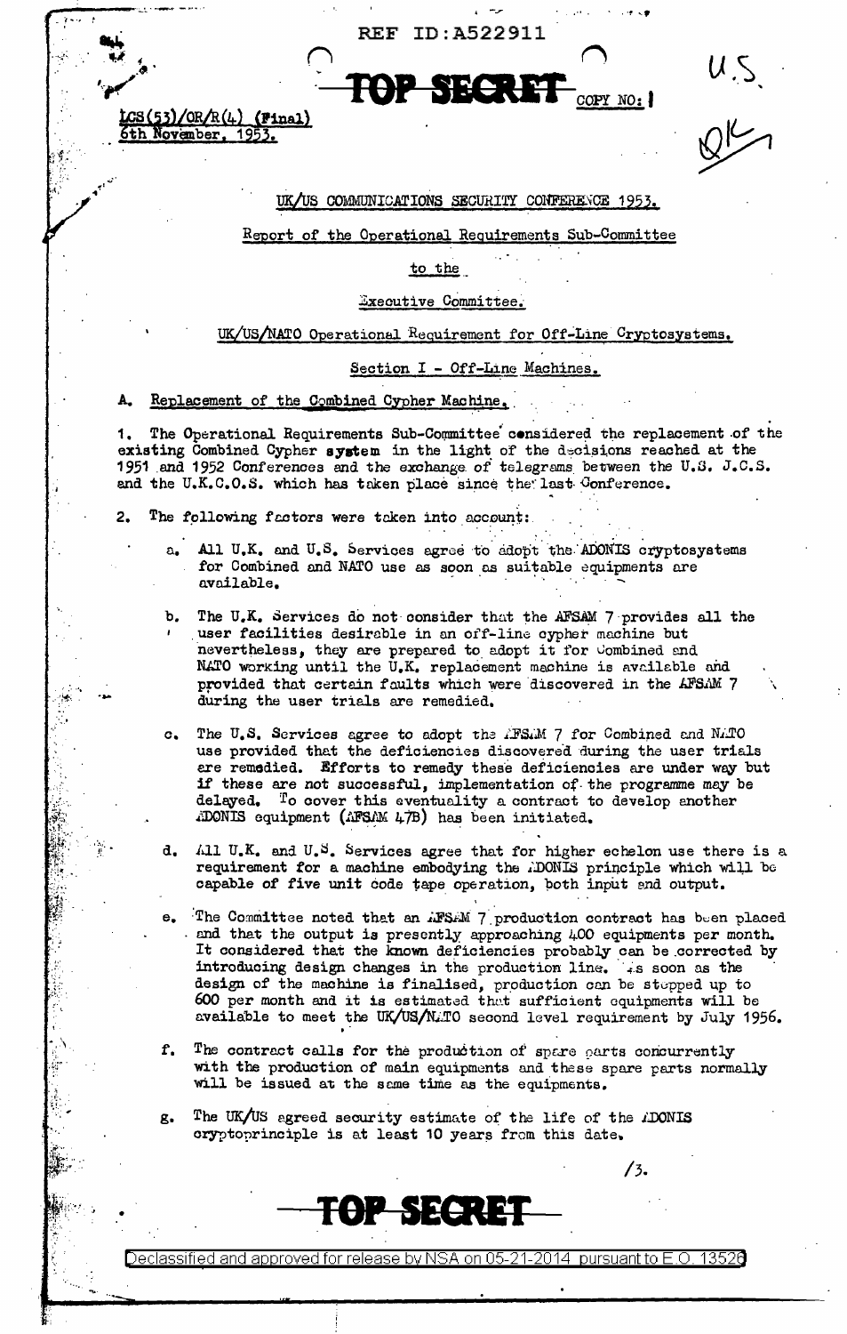REF ID:A522911

**TOP SECRET** COPY NO: 1

U.S.
OK

LCS(53)/OR/R(4) (Final)
6th November, 1953.

## UK/US COMMUNICATIONS SECURITY CONFERENCE 1953.

### Report of the Operational Requirements Sub-Committee to the Executive Committee.

### UK/US/NATO Operational Requirement for Off-Line Cryptosystems.

### Section I - Off-Line Machines.

**A. Replacement of the Combined Cypher Machine.**

1. The Operational Requirements Sub-Committee considered the replacement of the existing Combined Cypher system in the light of the decisions reached at the 1951 and 1952 Conferences and the exchange of telegrams between the U.S. J.C.S. and the U.K.C.O.S. which has taken place since the last Conference.

2. The following factors were taken into account:

   a. All U.K. and U.S. Services agree to adopt the ADONIS cryptosystems for Combined and NATO use as soon as suitable equipments are available.

   b. The U.K. Services do not consider that the AFSAM 7 provides all the user facilities desirable in an off-line cypher machine but nevertheless, they are prepared to adopt it for Combined and NATO working until the U.K. replacement machine is available and provided that certain faults which were discovered in the AFSAM 7 during the user trials are remedied.

   c. The U.S. Services agree to adopt the AFSAM 7 for Combined and NATO use provided that the deficiencies discovered during the user trials are remedied. Efforts to remedy these deficiencies are under way but if these are not successful, implementation of the programme may be delayed. To cover this eventuality a contract to develop another ADONIS equipment (AFSAM 47B) has been initiated.

   d. All U.K. and U.S. Services agree that for higher echelon use there is a requirement for a machine embodying the ADONIS principle which will be capable of five unit code tape operation, both input and output.

   e. The Committee noted that an AFSAM 7 production contract has been placed and that the output is presently approaching 400 equipments per month. It considered that the known deficiencies probably can be corrected by introducing design changes in the production line. As soon as the design of the machine is finalised, production can be stepped up to 600 per month and it is estimated that sufficient equipments will be available to meet the UK/US/NATO second level requirement by July 1956.

   f. The contract calls for the production of spare parts concurrently with the production of main equipments and these spare parts normally will be issued at the same time as the equipments.

   g. The UK/US agreed security estimate of the life of the ADONIS cryptoprinciple is at least 10 years from this date.

/3.

**TOP SECRET**

Declassified and approved for release by NSA on 05-21-2014 pursuant to E.O. 13526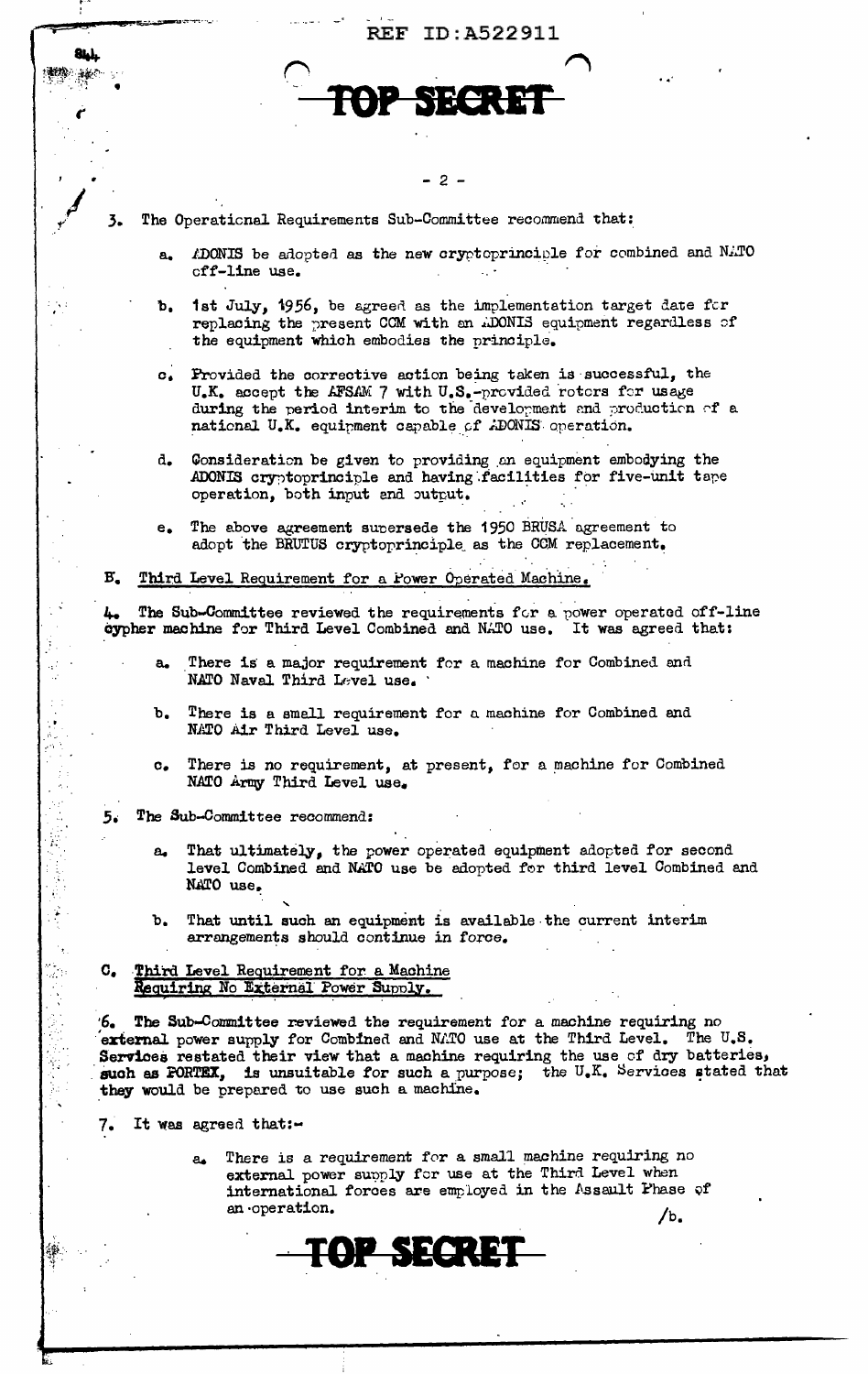TOP SECRET

3. The Operational Requirements Sub-Committee recommend that:

   a. ADONIS be adopted as the new cryptoprinciple for combined and NATO off-line use.

   b. 1st July, 1956, be agreed as the implementation target date for replacing the present CCM with an ADONIS equipment regardless of the equipment which embodies the principle.

   c. Provided the corrective action being taken is successful, the U.K. accept the AFSAM 7 with U.S.-provided rotors for usage during the period interim to the development and production of a national U.K. equipment capable of ADONIS operation.

   d. Consideration be given to providing an equipment embodying the ADONIS cryptoprinciple and having facilities for five-unit tape operation, both input and output.

   e. The above agreement supersede the 1950 BRUSA agreement to adopt the BRUTUS cryptoprinciple as the CCM replacement.

B. Third Level Requirement for a Power Operated Machine.

4. The Sub-Committee reviewed the requirements for a power operated off-line cypher machine for Third Level Combined and NATO use. It was agreed that:

   a. There is a major requirement for a machine for Combined and NATO Naval Third Level use.

   b. There is a small requirement for a machine for Combined and NATO Air Third Level use.

   c. There is no requirement, at present, for a machine for Combined NATO Army Third Level use.

5. The Sub-Committee recommend:

   a. That ultimately, the power operated equipment adopted for second level Combined and NATO use be adopted for third level Combined and NATO use.

   b. That until such an equipment is available the current interim arrangements should continue in force.

C. Third Level Requirement for a Machine Requiring No External Power Supply.

6. The Sub-Committee reviewed the requirement for a machine requiring no external power supply for Combined and NATO use at the Third Level. The U.S. Services restated their view that a machine requiring the use of dry batteries, such as PORTEX, is unsuitable for such a purpose; the U.K. Services stated that they would be prepared to use such a machine.

7. It was agreed that:-

   a. There is a requirement for a small machine requiring no external power supply for use at the Third Level when international forces are employed in the Assault Phase of an operation.

/b.

TOP SECRET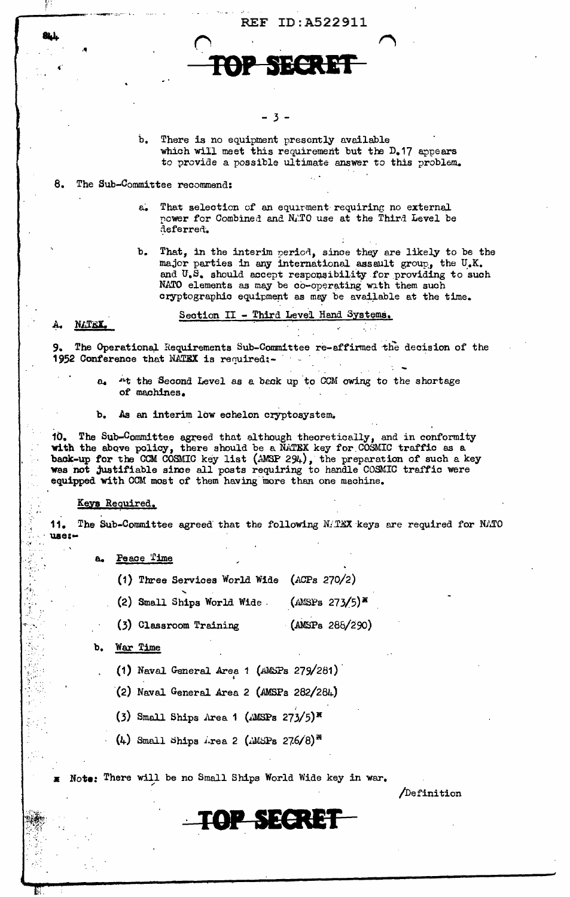TOP SECRET

b. There is no equipment presently available which will meet this requirement but the D.17 appears to provide a possible ultimate answer to this problem.

8. The Sub-Committee recommend:

a. That selection of an equipment requiring no external power for Combined and NATO use at the Third Level be deferred.

b. That, in the interim period, since they are likely to be the major parties in any international assault group, the U.K. and U.S. should accept responsibility for providing to such NATO elements as may be co-operating with them such cryptographic equipment as may be available at the time.

## Section II - Third Level Hand Systems.

### A. NATEX.

9. The Operational Requirements Sub-Committee re-affirmed the decision of the 1952 Conference that NATEX is required:-

a. At the Second Level as a back up to CCM owing to the shortage of machines.

b. As an interim low echelon cryptosystem.

10. The Sub-Committee agreed that although theoretically, and in conformity with the above policy, there should be a NATEX key for COSMIC traffic as a back-up for the CCM COSMIC key list (AMSP 294), the preparation of such a key was not justifiable since all posts requiring to handle COSMIC traffic were equipped with CCM most of them having more than one machine.

**Keys Required.**

11. The Sub-Committee agreed that the following NATEX keys are required for NATO use:-

a. Peace Time

(1) Three Services World Wide (ACPs 270/2)

(2) Small Ships World Wide (AMSPs 273/5)*

(3) Classroom Training (AMSPs 286/290)

b. War Time

(1) Naval General Area 1 (AMSPs 279/281)

(2) Naval General Area 2 (AMSPs 282/284)

(3) Small Ships Area 1 (AMSPs 273/5)*

(4) Small Ships Area 2 (AMSPs 276/8)*

* Note: There will be no Small Ships World Wide key in war.

/Definition

TOP SECRET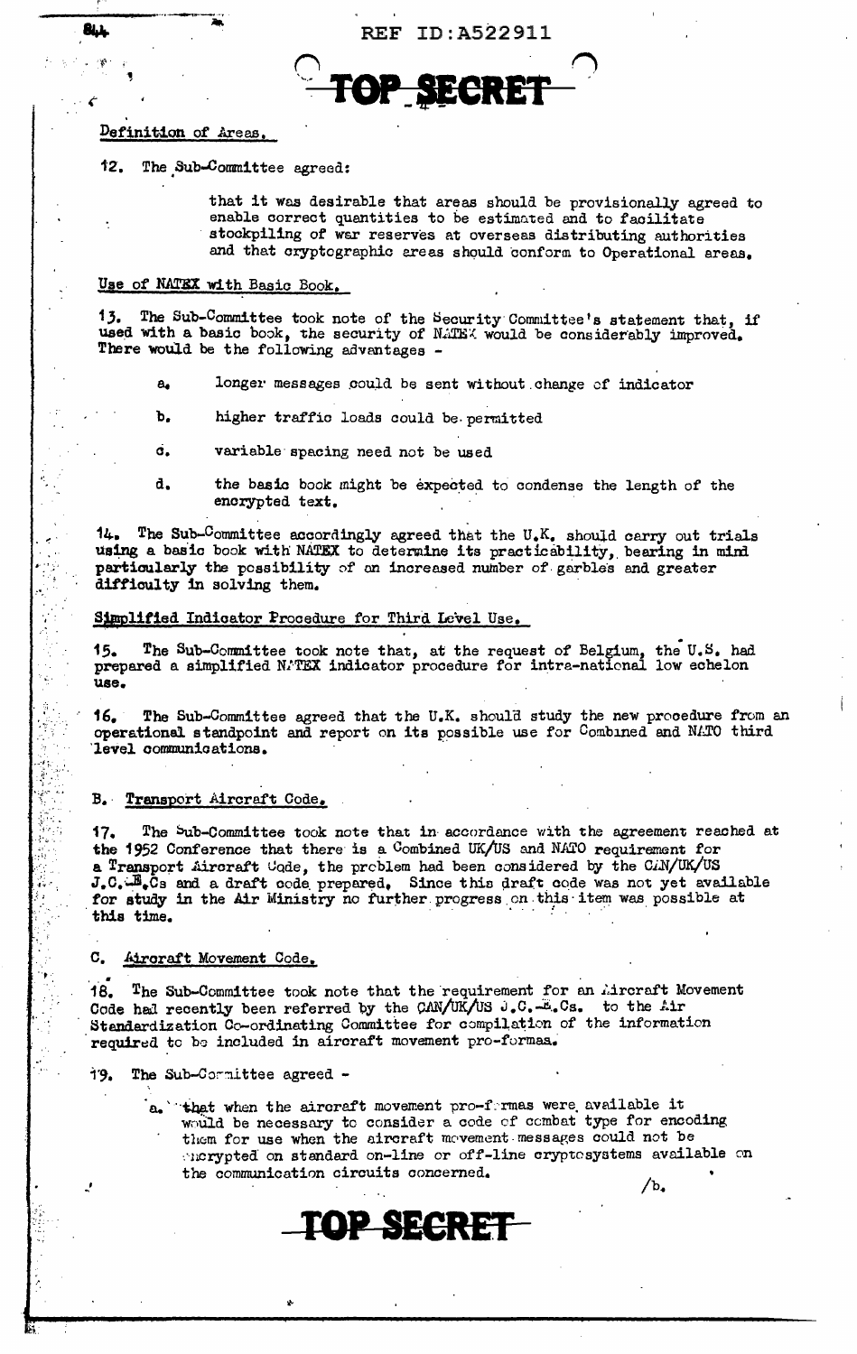Definition of Areas.

12. The Sub-Committee agreed:

> that it was desirable that areas should be provisionally agreed to enable correct quantities to be estimated and to facilitate stockpiling of war reserves at overseas distributing authorities and that cryptographic areas should conform to Operational areas.

Use of NATEX with Basic Book.

13. The Sub-Committee took note of the Security Committee's statement that, if used with a basic book, the security of NATEX would be considerably improved. There would be the following advantages -

- a. longer messages could be sent without change of indicator
- b. higher traffic loads could be permitted
- c. variable spacing need not be used
- d. the basic book might be expected to condense the length of the encrypted text.

14. The Sub-Committee accordingly agreed that the U.K. should carry out trials using a basic book with NATEX to determine its practicability, bearing in mind particularly the possibility of an increased number of garbles and greater difficulty in solving them.

Simplified Indicator Procedure for Third Level Use.

15. The Sub-Committee took note that, at the request of Belgium, the U.S. had prepared a simplified NATEX indicator procedure for intra-national low echelon use.

16. The Sub-Committee agreed that the U.K. should study the new procedure from an operational standpoint and report on its possible use for Combined and NATO third level communications.

B. Transport Aircraft Code.

17. The Sub-Committee took note that in accordance with the agreement reached at the 1952 Conference that there is a Combined UK/US and NATO requirement for a Transport Aircraft Code, the problem had been considered by the CAN/UK/US J.C.-E.Cs and a draft code prepared. Since this draft code was not yet available for study in the Air Ministry no further progress on this item was possible at this time.

C. Aircraft Movement Code.

18. The Sub-Committee took note that the requirement for an Aircraft Movement Code had recently been referred by the CAN/UK/US J.C.-E.Cs. to the Air Standardization Co-ordinating Committee for compilation of the information required to be included in aircraft movement pro-formas.

19. The Sub-Committee agreed -

- a. that when the aircraft movement pro-formas were available it would be necessary to consider a code of combat type for encoding them for use when the aircraft movement messages could not be encrypted on standard on-line or off-line cryptosystems available on the communication circuits concerned.

/b.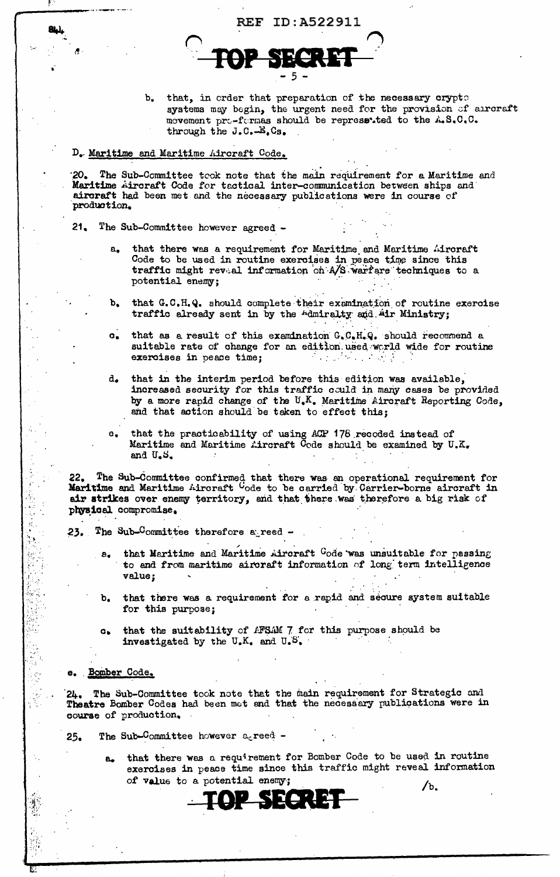b. that, in order that preparation of the necessary crypto systems may begin, the urgent need for the provision of aircraft movement pro-formas should be represented to the A.S.C.C. through the J.C.-E.Cs.

D. Maritime and Maritime Aircraft Code.

20. The Sub-Committee took note that the main requirement for a Maritime and Maritime Aircraft Code for tactical inter-communication between ships and aircraft had been met and the necessary publications were in course of production.

21. The Sub-Committee however agreed -

a. that there was a requirement for Maritime and Maritime Aircraft Code to be used in routine exercises in peace time since this traffic might reveal information on A/S warfare techniques to a potential enemy;

b. that G.C.H.Q. should complete their examination of routine exercise traffic already sent in by the Admiralty and Air Ministry;

c. that as a result of this examination G.C.H.Q. should recommend a suitable rate of change for an edition used world wide for routine exercises in peace time;

d. that in the interim period before this edition was available, increased security for this traffic could in many cases be provided by a more rapid change of the U.K. Maritime Aircraft Reporting Code, and that action should be taken to effect this;

e. that the practicability of using ACP 178 recoded instead of Maritime and Maritime Aircraft Code should be examined by U.K. and U.S.

22. The Sub-Committee confirmed that there was an operational requirement for Maritime and Maritime Aircraft Code to be carried by Carrier-borne aircraft in air strikes over enemy territory, and that there was therefore a big risk of physical compromise.

23. The Sub-Committee therefore agreed -

a. that Maritime and Maritime Aircraft Code was unsuitable for passing to and from maritime aircraft information of long term intelligence value;

b. that there was a requirement for a rapid and secure system suitable for this purpose;

c. that the suitability of AFSAM 7 for this purpose should be investigated by the U.K. and U.S.

e. Bomber Code.

24. The Sub-Committee took note that the main requirement for Strategic and Theatre Bomber Codes had been met and that the necessary publications were in course of production.

25. The Sub-Committee however agreed -

a. that there was a requirement for Bomber Code to be used in routine exercises in peace time since this traffic might reveal information of value to a potential enemy;

/b.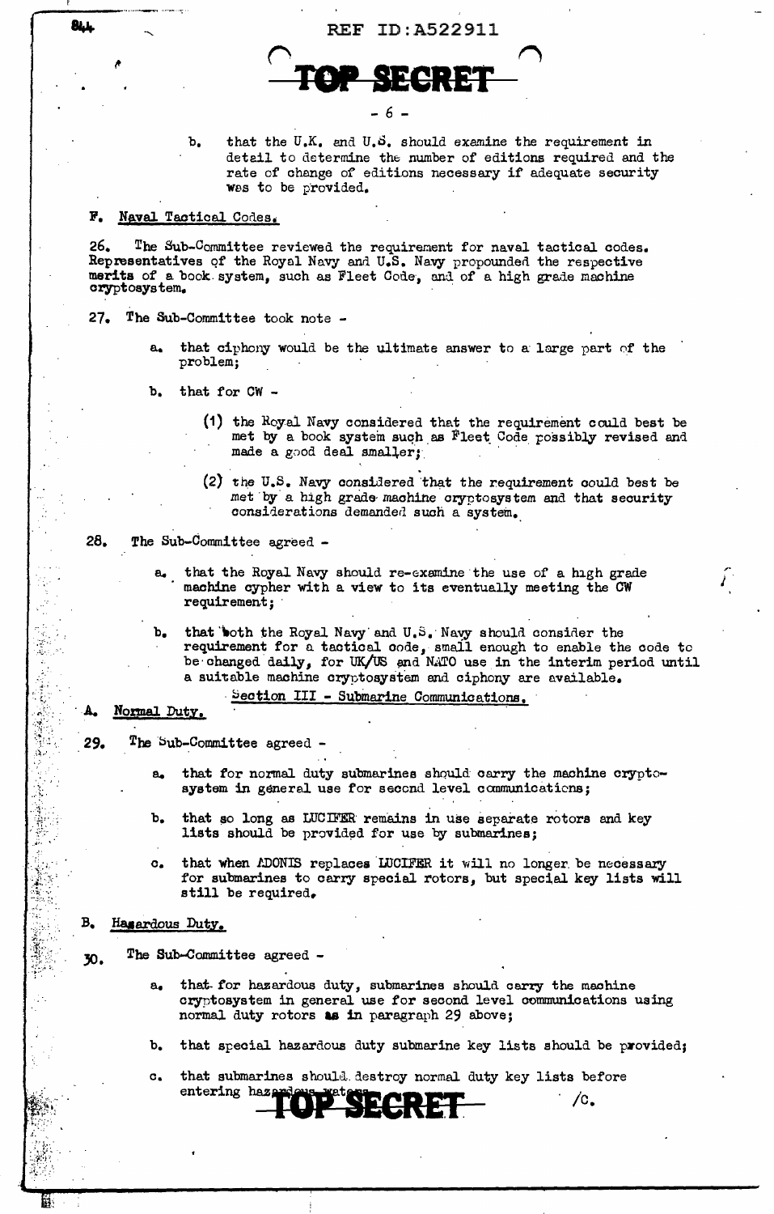b. that the U.K. and U.S. should examine the requirement in detail to determine the number of editions required and the rate of change of editions necessary if adequate security was to be provided.

F. Naval Tactical Codes.

26. The Sub-Committee reviewed the requirement for naval tactical codes. Representatives of the Royal Navy and U.S. Navy propounded the respective merits of a book system, such as Fleet Code, and of a high grade machine cryptosystem.

27. The Sub-Committee took note -

a. that ciphony would be the ultimate answer to a large part of the problem;

b. that for CW -

(1) the Royal Navy considered that the requirement could best be met by a book system such as Fleet Code possibly revised and made a good deal smaller;

(2) the U.S. Navy considered that the requirement could best be met by a high grade machine cryptosystem and that security considerations demanded such a system.

28. The Sub-Committee agreed -

a. that the Royal Navy should re-examine the use of a high grade machine cypher with a view to its eventually meeting the CW requirement;

b. that both the Royal Navy and U.S. Navy should consider the requirement for a tactical code, small enough to enable the code to be changed daily, for UK/US and NATO use in the interim period until a suitable machine cryptosystem and ciphony are available.

## Section III - Submarine Communications.

A. Normal Duty.

29. The Sub-Committee agreed -

a. that for normal duty submarines should carry the machine cryptosystem in general use for second level communications;

b. that so long as LUCIFER remains in use separate rotors and key lists should be provided for use by submarines;

c. that when ADONIS replaces LUCIFER it will no longer be necessary for submarines to carry special rotors, but special key lists will still be required.

B. Hazardous Duty.

30. The Sub-Committee agreed -

a. that for hazardous duty, submarines should carry the machine cryptosystem in general use for second level communications using normal duty rotors as in paragraph 29 above;

b. that special hazardous duty submarine key lists should be provided;

c. that submarines should destroy normal duty key lists before entering hazardous waters

/c.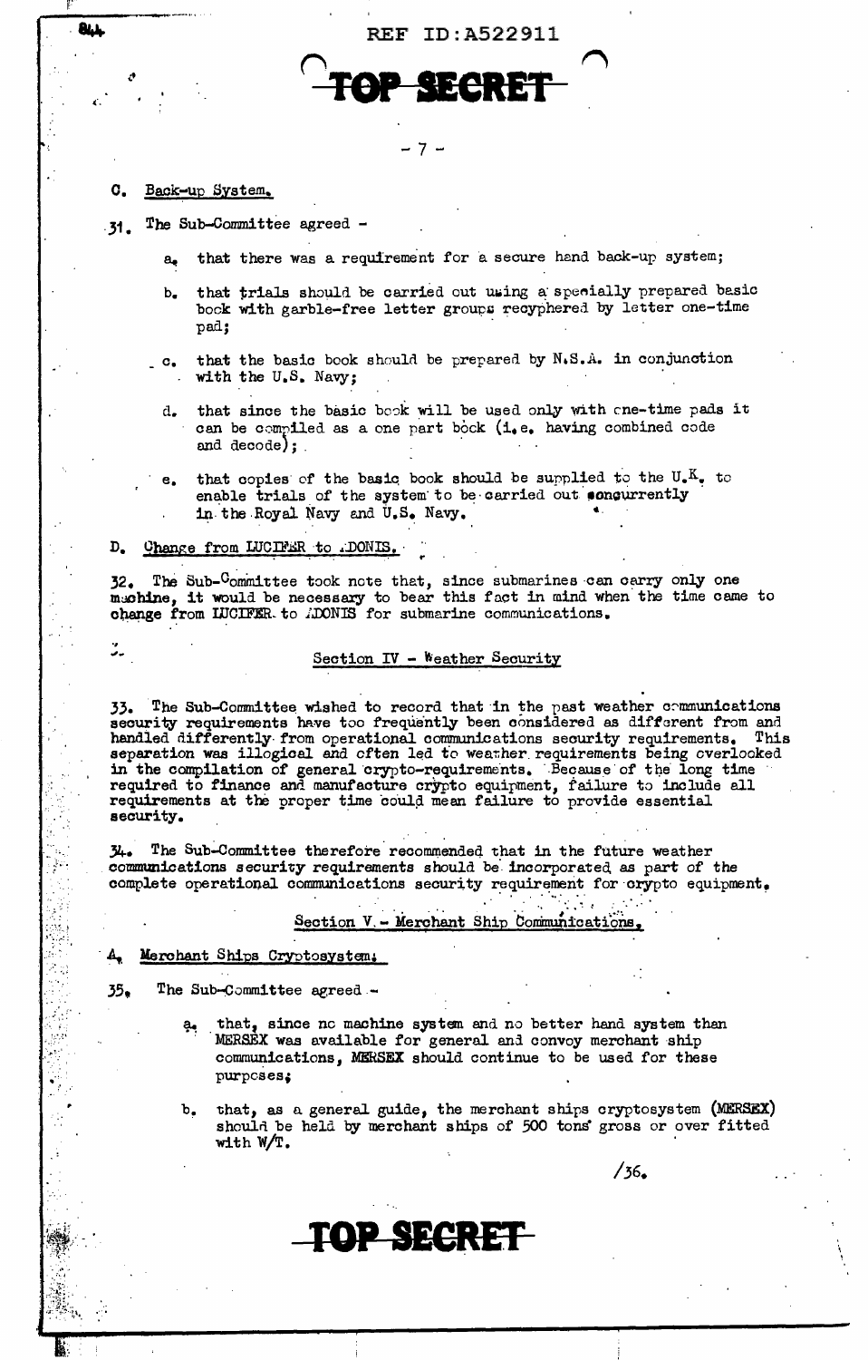C. Back-up System.

31. The Sub-Committee agreed -

a. that there was a requirement for a secure hand back-up system;

b. that trials should be carried out using a specially prepared basic book with garble-free letter groups recyphered by letter one-time pad;

c. that the basic book should be prepared by N.S.A. in conjunction with the U.S. Navy;

d. that since the basic book will be used only with one-time pads it can be compiled as a one part book (i.e. having combined code and decode);

e. that copies of the basic book should be supplied to the U.K. to enable trials of the system to be carried out concurrently in the Royal Navy and U.S. Navy.

D. Change from LUCIFER to ADONIS.

32. The Sub-Committee took note that, since submarines can carry only one machine, it would be necessary to bear this fact in mind when the time came to change from LUCIFER to ADONIS for submarine communications.

## Section IV - Weather Security

33. The Sub-Committee wished to record that in the past weather communications security requirements have too frequently been considered as different from and handled differently from operational communications security requirements. This separation was illogical and often led to weather requirements being overlooked in the compilation of general crypto-requirements. Because of the long time required to finance and manufacture crypto equipment, failure to include all requirements at the proper time could mean failure to provide essential security.

34. The Sub-Committee therefore recommended that in the future weather communications security requirements should be incorporated as part of the complete operational communications security requirement for crypto equipment.

## Section V - Merchant Ship Communications.

A. Merchant Ships Cryptosystem;

35. The Sub-Committee agreed -

a. that, since no machine system and no better hand system than MERSEX was available for general and convoy merchant ship communications, MERSEX should continue to be used for these purposes;

b. that, as a general guide, the merchant ships cryptosystem (MERSEX) should be held by merchant ships of 500 tons gross or over fitted with W/T.

/36.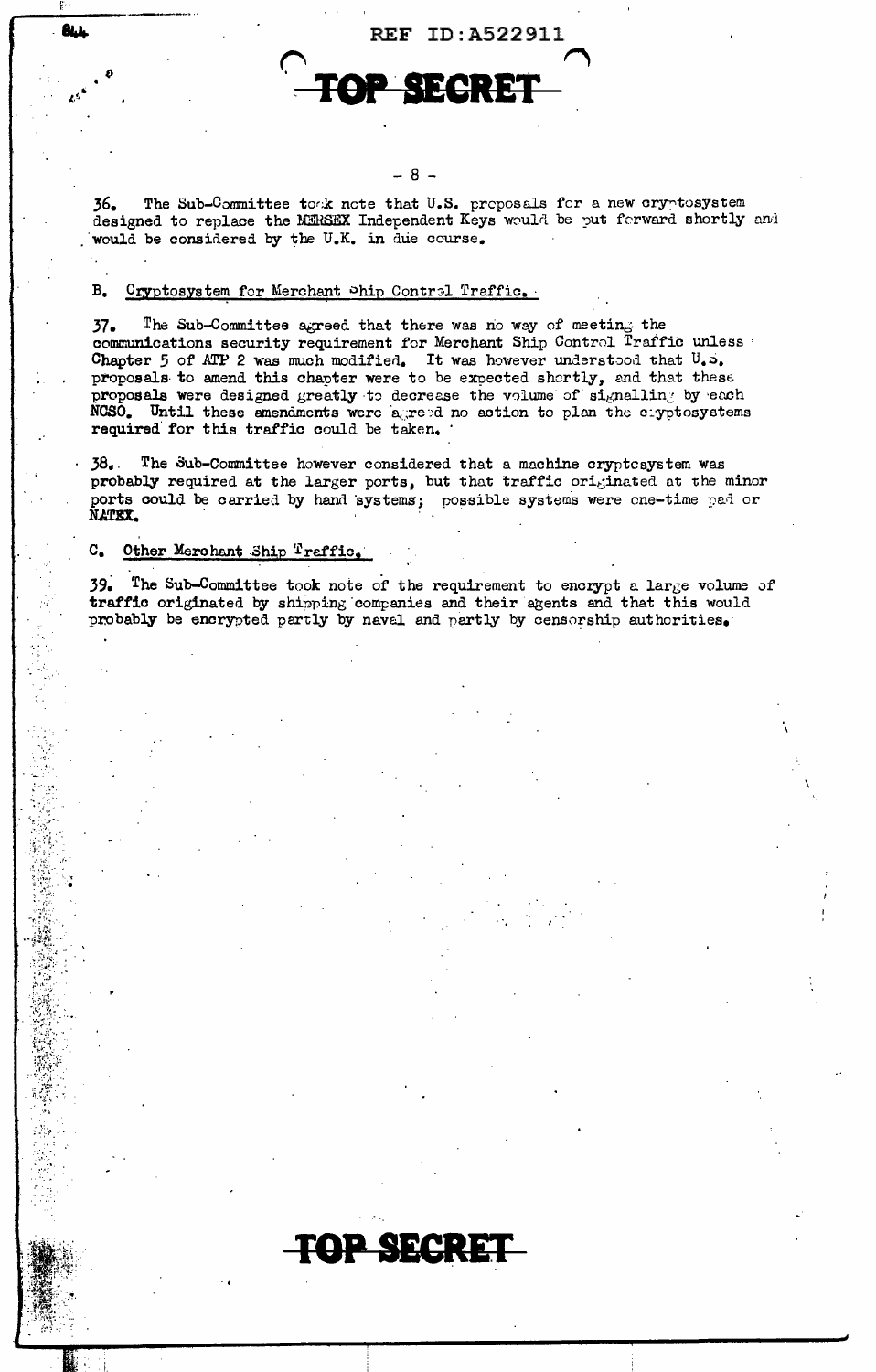36. The Sub-Committee took note that U.S. proposals for a new cryptosystem designed to replace the MERSEX Independent Keys would be put forward shortly and would be considered by the U.K. in due course.

B. Cryptosystem for Merchant Ship Control Traffic.

37. The Sub-Committee agreed that there was no way of meeting the communications security requirement for Merchant Ship Control Traffic unless Chapter 5 of ATP 2 was much modified. It was however understood that U.S. proposals to amend this chapter were to be expected shortly, and that these proposals were designed greatly to decrease the volume of signalling by each NCSO. Until these amendments were agreed no action to plan the cryptosystems required for this traffic could be taken.

38. The Sub-Committee however considered that a machine cryptosystem was probably required at the larger ports, but that traffic originated at the minor ports could be carried by hand systems; possible systems were one-time pad or NATEX.

C. Other Merchant Ship Traffic.

39. The Sub-Committee took note of the requirement to encrypt a large volume of traffic originated by shipping companies and their agents and that this would probably be encrypted partly by naval and partly by censorship authorities.